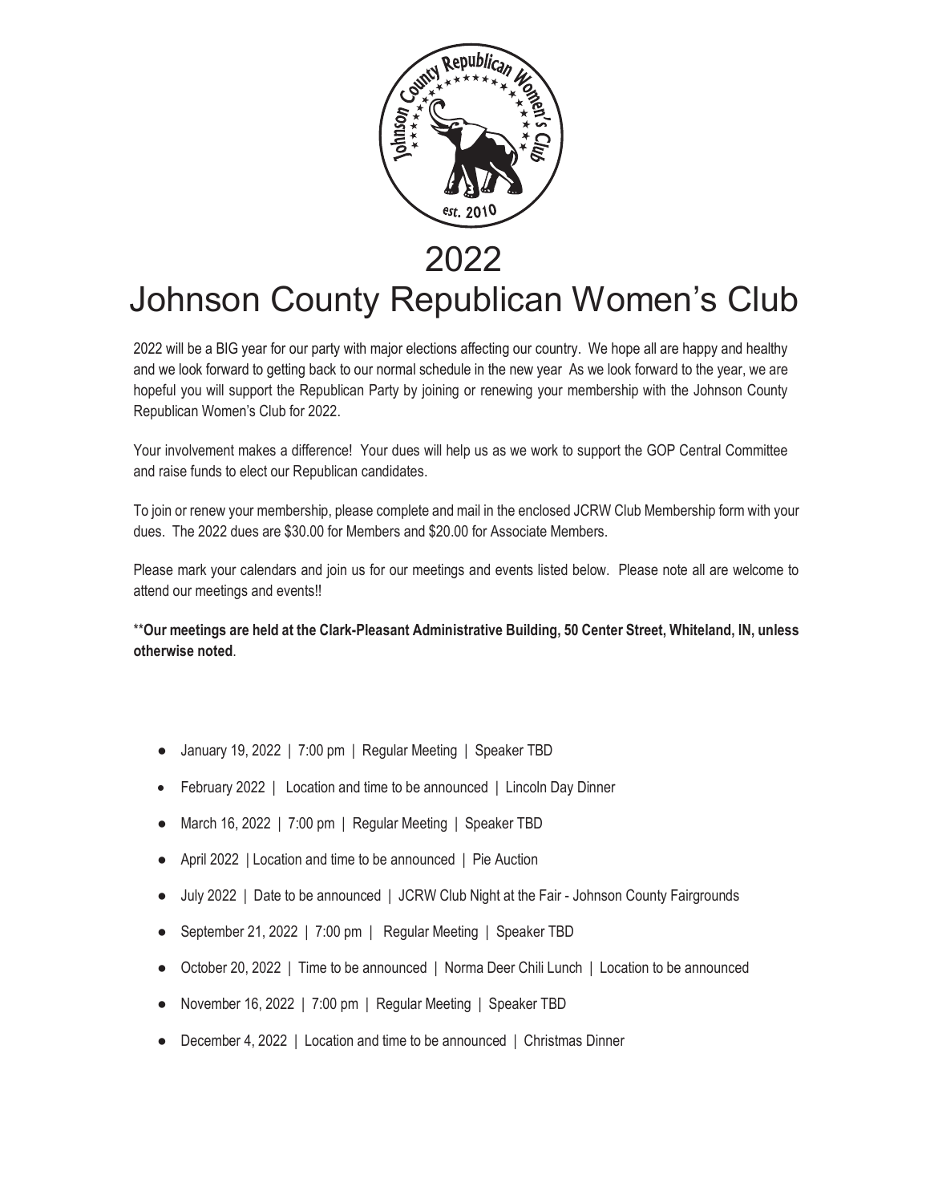# 2022

# Johnson County Republican Women's Club

2022 will be a BIG year for our party with major elections affecting our country. We hope all are happy and healthy and we look forward to getting back to our normal schedule in the new year As we look forward to the year, we are hopeful you will support the Republican Party by joining or renewing your membership with the Johnson County Republican Women's Club for 2022.

Your involvement makes a difference! Your dues will help us as we work to support the GOP Central Committee and raise funds to elect our Republican candidates.

To join or renew your membership, please complete and mail in the enclosed JCRW Club Membership form with your dues. The 2022 dues are $30.00 for Members and $20.00 for Associate Members.

Please mark your calendars and join us for our meetings and events listed below. Please note all are welcome to attend our meetings and events!!

**\*\*Our meetings are held at the Clark-Pleasant Administrative Building, 50 Center Street, Whiteland, IN, unless otherwise noted**.

- January 19, 2022 | 7:00 pm | Regular Meeting | Speaker TBD
- February 2022 | Location and time to be announced | Lincoln Day Dinner
- March 16, 2022 | 7:00 pm | Regular Meeting | Speaker TBD
- April 2022 | Location and time to be announced | Pie Auction
- July 2022 | Date to be announced | JCRW Club Night at the Fair - Johnson County Fairgrounds
- September 21, 2022 | 7:00 pm | Regular Meeting | Speaker TBD
- October 20, 2022 | Time to be announced | Norma Deer Chili Lunch | Location to be announced
- November 16, 2022 | 7:00 pm | Regular Meeting | Speaker TBD
- December 4, 2022 | Location and time to be announced | Christmas Dinner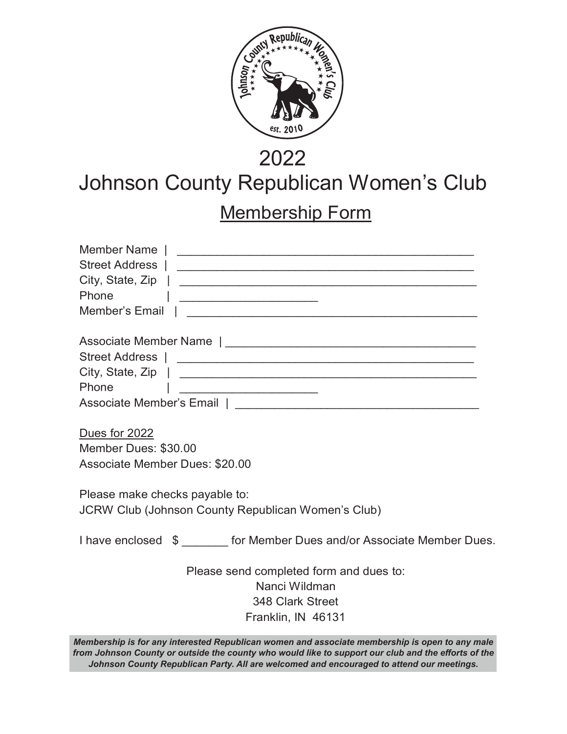# 2022
# Johnson County Republican Women's Club

## Membership Form

Member Name | ____________________________________________
Street Address | ____________________________________________
City, State, Zip | ____________________________________________
Phone | ____________________
Member's Email | ____________________________________________

Associate Member Name | ____________________________________
Street Address | ____________________________________________
City, State, Zip | ____________________________________________
Phone | ____________________
Associate Member's Email | ____________________________________

Dues for 2022
Member Dues: $30.00
Associate Member Dues: $20.00

Please make checks payable to:
JCRW Club (Johnson County Republican Women's Club)

I have enclosed $ _______ for Member Dues and/or Associate Member Dues.

Please send completed form and dues to:
Nanci Wildman
348 Clark Street
Franklin, IN 46131

***Membership is for any interested Republican women and associate membership is open to any male from Johnson County or outside the county who would like to support our club and the efforts of the Johnson County Republican Party. All are welcomed and encouraged to attend our meetings.***